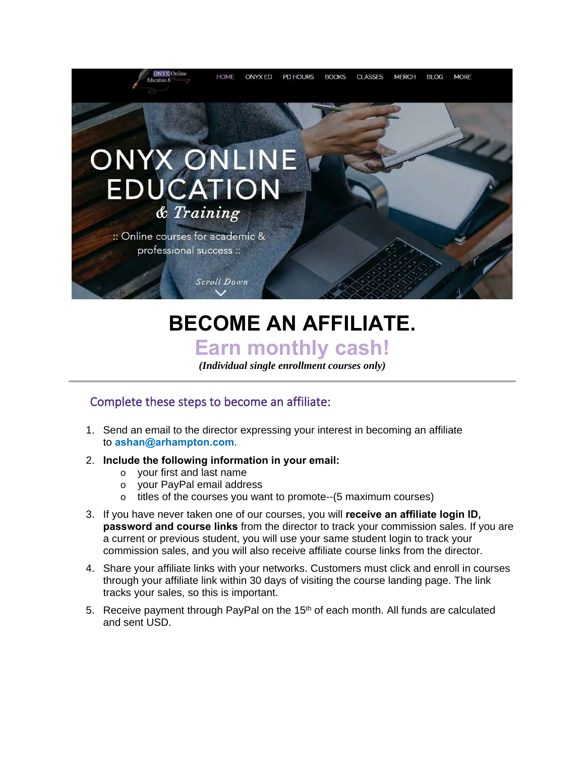ONYX Online Education & Training

HOME ONYX ED PD HOURS BOOKS CLASSES MERCH BLOG MORE

# ONYX ONLINE EDUCATION

*& Training*

:: Online courses for academic & professional success ::

Scroll Down

# BECOME AN AFFILIATE.

## Earn monthly cash!

***(Individual single enrollment courses only)***

---

### Complete these steps to become an affiliate:

1. Send an email to the director expressing your interest in becoming an affiliate to **ashan@arhampton.com**.
2. **Include the following information in your email:**
   - your first and last name
   - your PayPal email address
   - titles of the courses you want to promote--(5 maximum courses)
3. If you have never taken one of our courses, you will **receive an affiliate login ID, password and course links** from the director to track your commission sales. If you are a current or previous student, you will use your same student login to track your commission sales, and you will also receive affiliate course links from the director.
4. Share your affiliate links with your networks. Customers must click and enroll in courses through your affiliate link within 30 days of visiting the course landing page. The link tracks your sales, so this is important.
5. Receive payment through PayPal on the 15th of each month. All funds are calculated and sent USD.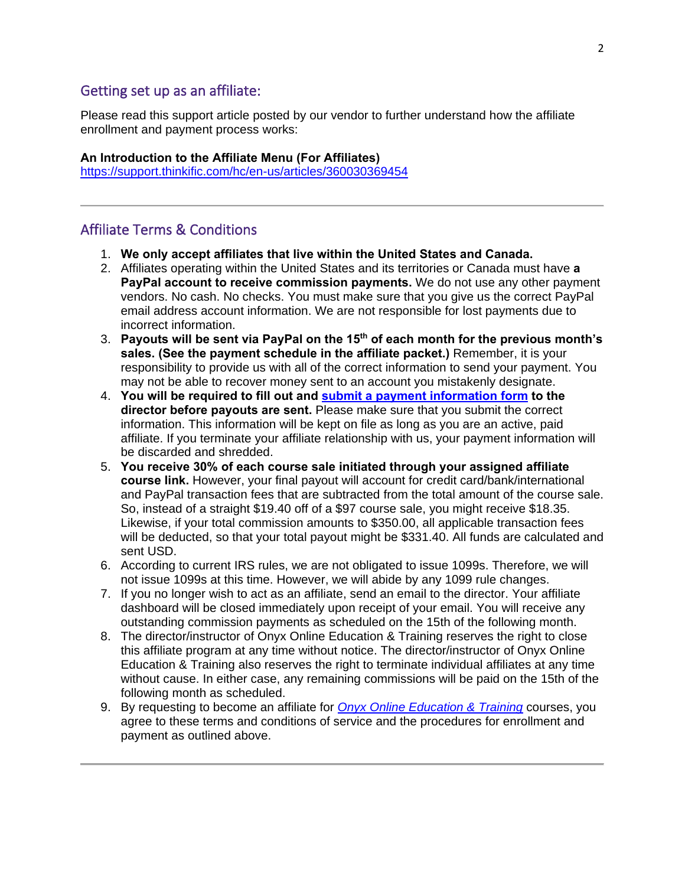## Getting set up as an affiliate:

Please read this support article posted by our vendor to further understand how the affiliate enrollment and payment process works:

**An Introduction to the Affiliate Menu (For Affiliates)**
https://support.thinkific.com/hc/en-us/articles/360030369454

---

## Affiliate Terms & Conditions

1. **We only accept affiliates that live within the United States and Canada.**
2. Affiliates operating within the United States and its territories or Canada must have **a PayPal account to receive commission payments.** We do not use any other payment vendors. No cash. No checks. You must make sure that you give us the correct PayPal email address account information. We are not responsible for lost payments due to incorrect information.
3. **Payouts will be sent via PayPal on the 15th of each month for the previous month's sales. (See the payment schedule in the affiliate packet.)** Remember, it is your responsibility to provide us with all of the correct information to send your payment. You may not be able to recover money sent to an account you mistakenly designate.
4. **You will be required to fill out and submit a payment information form to the director before payouts are sent.** Please make sure that you submit the correct information. This information will be kept on file as long as you are an active, paid affiliate. If you terminate your affiliate relationship with us, your payment information will be discarded and shredded.
5. **You receive 30% of each course sale initiated through your assigned affiliate course link.** However, your final payout will account for credit card/bank/international and PayPal transaction fees that are subtracted from the total amount of the course sale. So, instead of a straight $19.40 off of a $97 course sale, you might receive $18.35. Likewise, if your total commission amounts to $350.00, all applicable transaction fees will be deducted, so that your total payout might be $331.40. All funds are calculated and sent USD.
6. According to current IRS rules, we are not obligated to issue 1099s. Therefore, we will not issue 1099s at this time. However, we will abide by any 1099 rule changes.
7. If you no longer wish to act as an affiliate, send an email to the director. Your affiliate dashboard will be closed immediately upon receipt of your email. You will receive any outstanding commission payments as scheduled on the 15th of the following month.
8. The director/instructor of Onyx Online Education & Training reserves the right to close this affiliate program at any time without notice. The director/instructor of Onyx Online Education & Training also reserves the right to terminate individual affiliates at any time without cause. In either case, any remaining commissions will be paid on the 15th of the following month as scheduled.
9. By requesting to become an affiliate for *Onyx Online Education & Training* courses, you agree to these terms and conditions of service and the procedures for enrollment and payment as outlined above.

---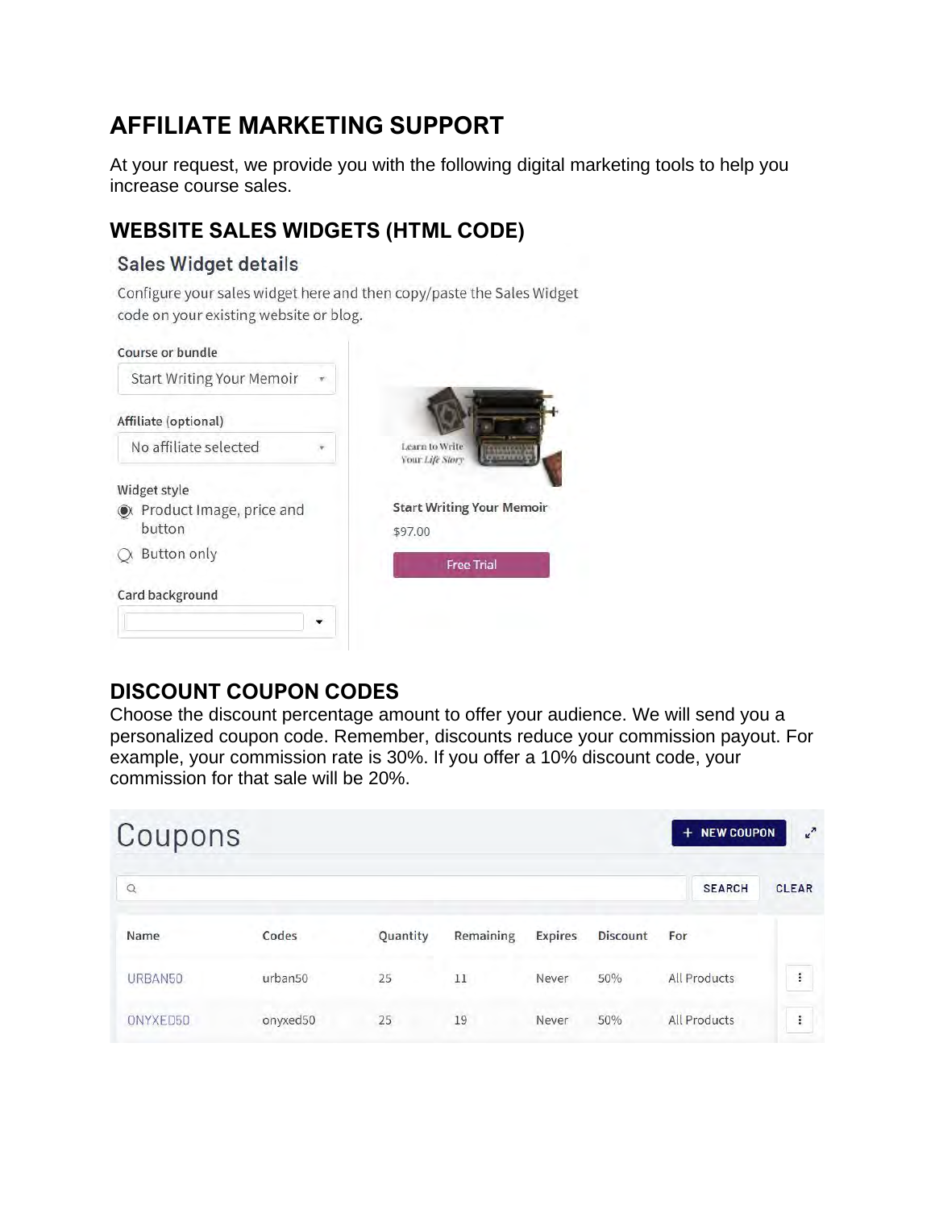# AFFILIATE MARKETING SUPPORT

At your request, we provide you with the following digital marketing tools to help you increase course sales.

## WEBSITE SALES WIDGETS (HTML CODE)

### Sales Widget details

Configure your sales widget here and then copy/paste the Sales Widget code on your existing website or blog.

Course or bundle

Start Writing Your Memoir

Affiliate (optional)

No affiliate selected

Widget style

- Product Image, price and button
- Button only

Card background

Start Writing Your Memoir

$97.00

Free Trial

## DISCOUNT COUPON CODES

Choose the discount percentage amount to offer your audience. We will send you a personalized coupon code. Remember, discounts reduce your commission payout. For example, your commission rate is 30%. If you offer a 10% discount code, your commission for that sale will be 20%.

### Coupons

+ NEW COUPON

SEARCH CLEAR

| Name | Codes | Quantity | Remaining | Expires | Discount | For |
|---|---|---|---|---|---|---|
| URBAN50 | urban50 | 25 | 11 | Never | 50% | All Products |
| ONYXED50 | onyxed50 | 25 | 19 | Never | 50% | All Products |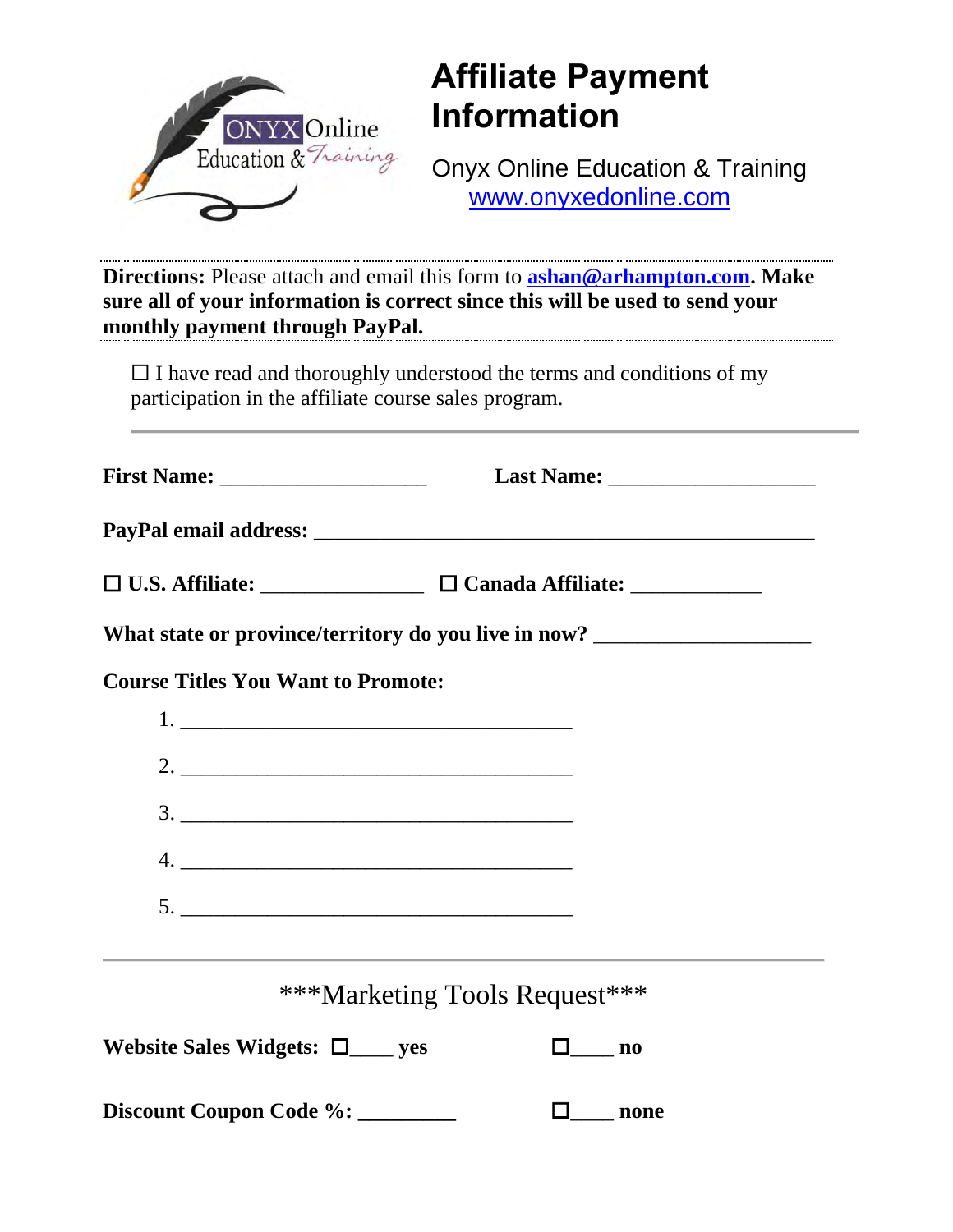ONYX Online Education & Training

# Affiliate Payment Information

Onyx Online Education & Training
www.onyxedonline.com

---

**Directions:** Please attach and email this form to **ashan@arhampton.com**. **Make sure all of your information is correct since this will be used to send your monthly payment through PayPal.**

---

☐ I have read and thoroughly understood the terms and conditions of my participation in the affiliate course sales program.

---

**First Name:** ___________________ **Last Name:** ___________________

**PayPal email address:** _____________________________________________

☐ **U.S. Affiliate:** _______________ ☐ **Canada Affiliate:** ____________

**What state or province/territory do you live in now?** ____________________

**Course Titles You Want to Promote:**

1. _____________________________________
2. _____________________________________
3. _____________________________________
4. _____________________________________
5. _____________________________________

---

***Marketing Tools Request***

**Website Sales Widgets:** ☐____ **yes** ☐____ **no**

**Discount Coupon Code %:** _________ ☐____ **none**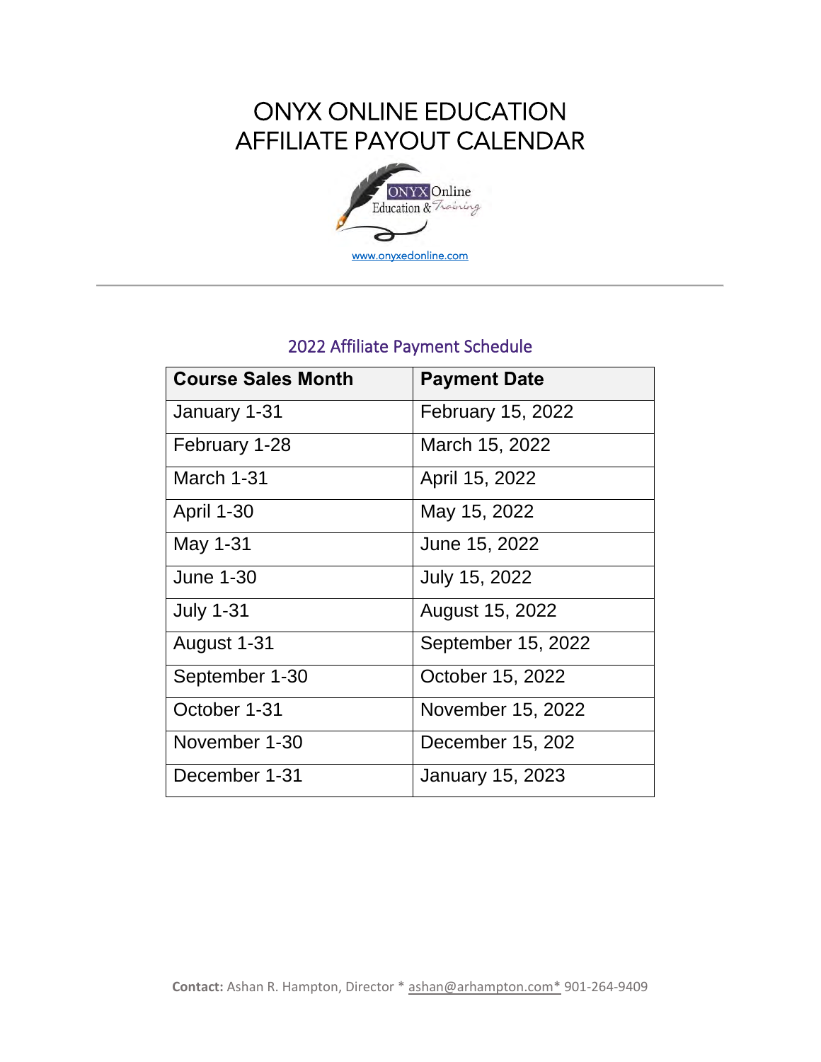# ONYX ONLINE EDUCATION
# AFFILIATE PAYOUT CALENDAR

ONYX Online Education & Training

www.onyxedonline.com

---

## 2022 Affiliate Payment Schedule

| Course Sales Month | Payment Date |
|---|---|
| January 1-31 | February 15, 2022 |
| February 1-28 | March 15, 2022 |
| March 1-31 | April 15, 2022 |
| April 1-30 | May 15, 2022 |
| May 1-31 | June 15, 2022 |
| June 1-30 | July 15, 2022 |
| July 1-31 | August 15, 2022 |
| August 1-31 | September 15, 2022 |
| September 1-30 | October 15, 2022 |
| October 1-31 | November 15, 2022 |
| November 1-30 | December 15, 202 |
| December 1-31 | January 15, 2023 |

**Contact:** Ashan R. Hampton, Director * ashan@arhampton.com* 901-264-9409